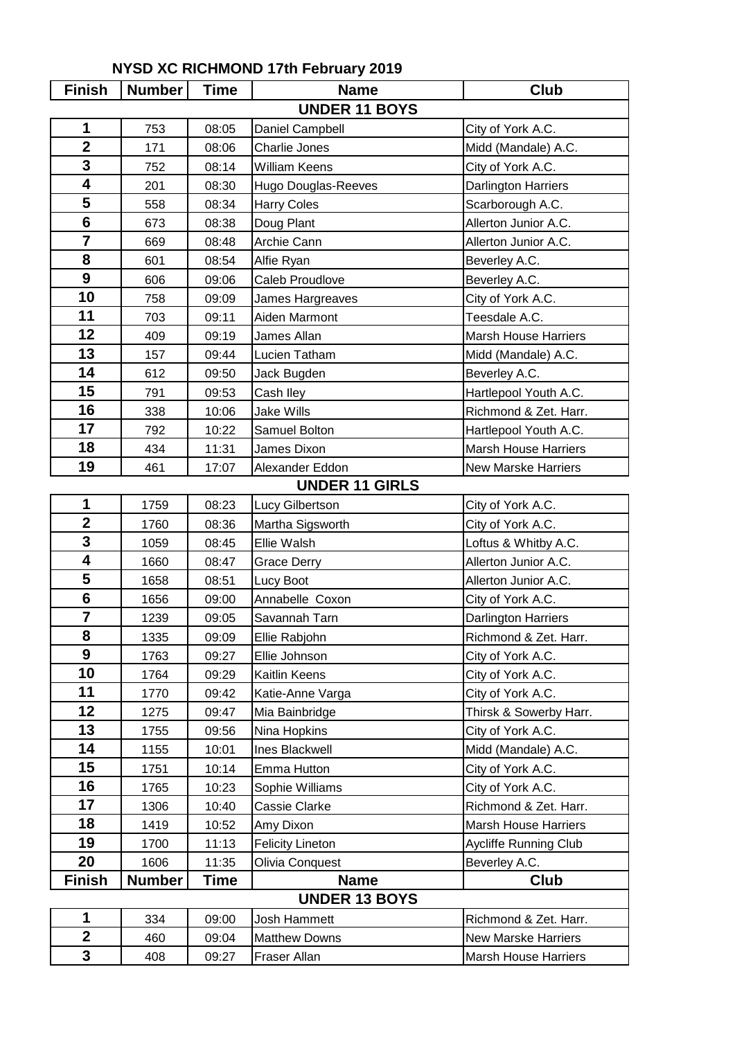# NYSD XC RICHMOND 17th February 2019

| Finish | Number | Time | Name | Club |
|---|---|---|---|---|
| **UNDER 11 BOYS** | | | | |
| 1 | 753 | 08:05 | Daniel Campbell | City of York A.C. |
| 2 | 171 | 08:06 | Charlie Jones | Midd (Mandale) A.C. |
| 3 | 752 | 08:14 | William Keens | City of York A.C. |
| 4 | 201 | 08:30 | Hugo Douglas-Reeves | Darlington Harriers |
| 5 | 558 | 08:34 | Harry Coles | Scarborough A.C. |
| 6 | 673 | 08:38 | Doug Plant | Allerton Junior A.C. |
| 7 | 669 | 08:48 | Archie Cann | Allerton Junior A.C. |
| 8 | 601 | 08:54 | Alfie Ryan | Beverley A.C. |
| 9 | 606 | 09:06 | Caleb Proudlove | Beverley A.C. |
| 10 | 758 | 09:09 | James Hargreaves | City of York A.C. |
| 11 | 703 | 09:11 | Aiden Marmont | Teesdale A.C. |
| 12 | 409 | 09:19 | James Allan | Marsh House Harriers |
| 13 | 157 | 09:44 | Lucien Tatham | Midd (Mandale) A.C. |
| 14 | 612 | 09:50 | Jack Bugden | Beverley A.C. |
| 15 | 791 | 09:53 | Cash Iley | Hartlepool Youth A.C. |
| 16 | 338 | 10:06 | Jake Wills | Richmond & Zet. Harr. |
| 17 | 792 | 10:22 | Samuel Bolton | Hartlepool Youth A.C. |
| 18 | 434 | 11:31 | James Dixon | Marsh House Harriers |
| 19 | 461 | 17:07 | Alexander Eddon | New Marske Harriers |
| **UNDER 11 GIRLS** | | | | |
| 1 | 1759 | 08:23 | Lucy Gilbertson | City of York A.C. |
| 2 | 1760 | 08:36 | Martha Sigsworth | City of York A.C. |
| 3 | 1059 | 08:45 | Ellie Walsh | Loftus & Whitby A.C. |
| 4 | 1660 | 08:47 | Grace Derry | Allerton Junior A.C. |
| 5 | 1658 | 08:51 | Lucy Boot | Allerton Junior A.C. |
| 6 | 1656 | 09:00 | Annabelle Coxon | City of York A.C. |
| 7 | 1239 | 09:05 | Savannah Tarn | Darlington Harriers |
| 8 | 1335 | 09:09 | Ellie Rabjohn | Richmond & Zet. Harr. |
| 9 | 1763 | 09:27 | Ellie Johnson | City of York A.C. |
| 10 | 1764 | 09:29 | Kaitlin Keens | City of York A.C. |
| 11 | 1770 | 09:42 | Katie-Anne Varga | City of York A.C. |
| 12 | 1275 | 09:47 | Mia Bainbridge | Thirsk & Sowerby Harr. |
| 13 | 1755 | 09:56 | Nina Hopkins | City of York A.C. |
| 14 | 1155 | 10:01 | Ines Blackwell | Midd (Mandale) A.C. |
| 15 | 1751 | 10:14 | Emma Hutton | City of York A.C. |
| 16 | 1765 | 10:23 | Sophie Williams | City of York A.C. |
| 17 | 1306 | 10:40 | Cassie Clarke | Richmond & Zet. Harr. |
| 18 | 1419 | 10:52 | Amy Dixon | Marsh House Harriers |
| 19 | 1700 | 11:13 | Felicity Lineton | Aycliffe Running Club |
| 20 | 1606 | 11:35 | Olivia Conquest | Beverley A.C. |

| Finish | Number | Time | Name | Club |
|---|---|---|---|---|
| **UNDER 13 BOYS** | | | | |
| 1 | 334 | 09:00 | Josh Hammett | Richmond & Zet. Harr. |
| 2 | 460 | 09:04 | Matthew Downs | New Marske Harriers |
| 3 | 408 | 09:27 | Fraser Allan | Marsh House Harriers |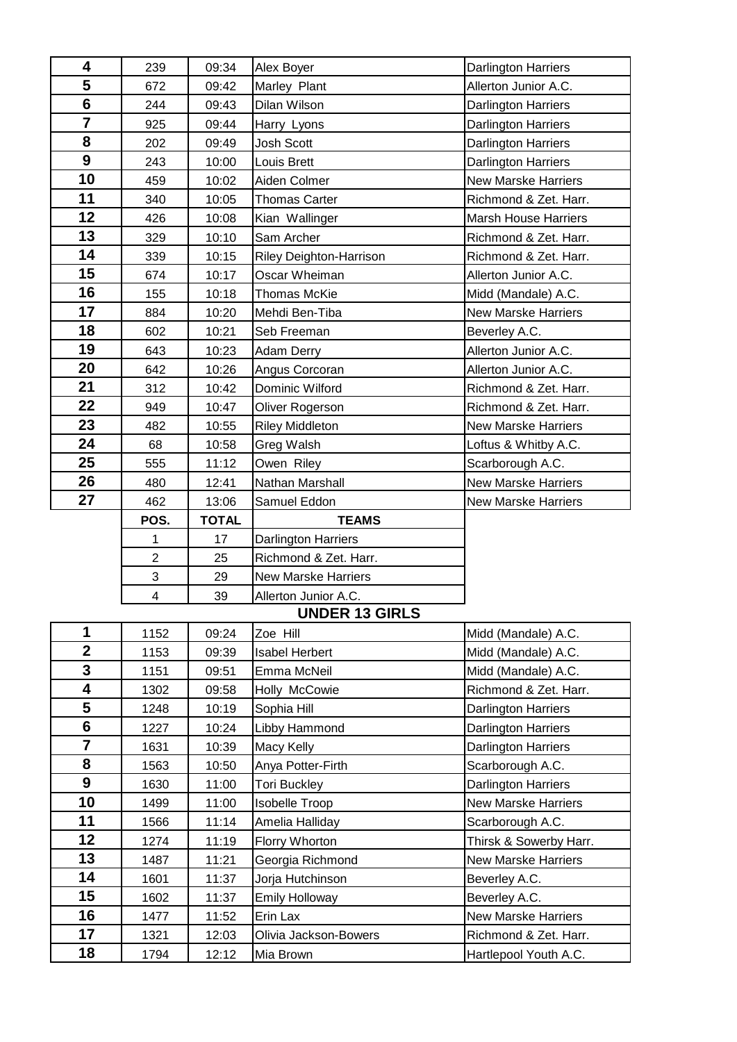| | | | | |
|---|---|---|---|---|
| 4 | 239 | 09:34 | Alex Boyer | Darlington Harriers |
| 5 | 672 | 09:42 | Marley Plant | Allerton Junior A.C. |
| 6 | 244 | 09:43 | Dilan Wilson | Darlington Harriers |
| 7 | 925 | 09:44 | Harry Lyons | Darlington Harriers |
| 8 | 202 | 09:49 | Josh Scott | Darlington Harriers |
| 9 | 243 | 10:00 | Louis Brett | Darlington Harriers |
| 10 | 459 | 10:02 | Aiden Colmer | New Marske Harriers |
| 11 | 340 | 10:05 | Thomas Carter | Richmond & Zet. Harr. |
| 12 | 426 | 10:08 | Kian Wallinger | Marsh House Harriers |
| 13 | 329 | 10:10 | Sam Archer | Richmond & Zet. Harr. |
| 14 | 339 | 10:15 | Riley Deighton-Harrison | Richmond & Zet. Harr. |
| 15 | 674 | 10:17 | Oscar Wheiman | Allerton Junior A.C. |
| 16 | 155 | 10:18 | Thomas McKie | Midd (Mandale) A.C. |
| 17 | 884 | 10:20 | Mehdi Ben-Tiba | New Marske Harriers |
| 18 | 602 | 10:21 | Seb Freeman | Beverley A.C. |
| 19 | 643 | 10:23 | Adam Derry | Allerton Junior A.C. |
| 20 | 642 | 10:26 | Angus Corcoran | Allerton Junior A.C. |
| 21 | 312 | 10:42 | Dominic Wilford | Richmond & Zet. Harr. |
| 22 | 949 | 10:47 | Oliver Rogerson | Richmond & Zet. Harr. |
| 23 | 482 | 10:55 | Riley Middleton | New Marske Harriers |
| 24 | 68 | 10:58 | Greg Walsh | Loftus & Whitby A.C. |
| 25 | 555 | 11:12 | Owen Riley | Scarborough A.C. |
| 26 | 480 | 12:41 | Nathan Marshall | New Marske Harriers |
| 27 | 462 | 13:06 | Samuel Eddon | New Marske Harriers |

| POS. | TOTAL | TEAMS |
|---|---|---|
| 1 | 17 | Darlington Harriers |
| 2 | 25 | Richmond & Zet. Harr. |
| 3 | 29 | New Marske Harriers |
| 4 | 39 | Allerton Junior A.C. |

## UNDER 13 GIRLS

| | | | | |
|---|---|---|---|---|
| 1 | 1152 | 09:24 | Zoe Hill | Midd (Mandale) A.C. |
| 2 | 1153 | 09:39 | Isabel Herbert | Midd (Mandale) A.C. |
| 3 | 1151 | 09:51 | Emma McNeil | Midd (Mandale) A.C. |
| 4 | 1302 | 09:58 | Holly McCowie | Richmond & Zet. Harr. |
| 5 | 1248 | 10:19 | Sophia Hill | Darlington Harriers |
| 6 | 1227 | 10:24 | Libby Hammond | Darlington Harriers |
| 7 | 1631 | 10:39 | Macy Kelly | Darlington Harriers |
| 8 | 1563 | 10:50 | Anya Potter-Firth | Scarborough A.C. |
| 9 | 1630 | 11:00 | Tori Buckley | Darlington Harriers |
| 10 | 1499 | 11:00 | Isobelle Troop | New Marske Harriers |
| 11 | 1566 | 11:14 | Amelia Halliday | Scarborough A.C. |
| 12 | 1274 | 11:19 | Florry Whorton | Thirsk & Sowerby Harr. |
| 13 | 1487 | 11:21 | Georgia Richmond | New Marske Harriers |
| 14 | 1601 | 11:37 | Jorja Hutchinson | Beverley A.C. |
| 15 | 1602 | 11:37 | Emily Holloway | Beverley A.C. |
| 16 | 1477 | 11:52 | Erin Lax | New Marske Harriers |
| 17 | 1321 | 12:03 | Olivia Jackson-Bowers | Richmond & Zet. Harr. |
| 18 | 1794 | 12:12 | Mia Brown | Hartlepool Youth A.C. |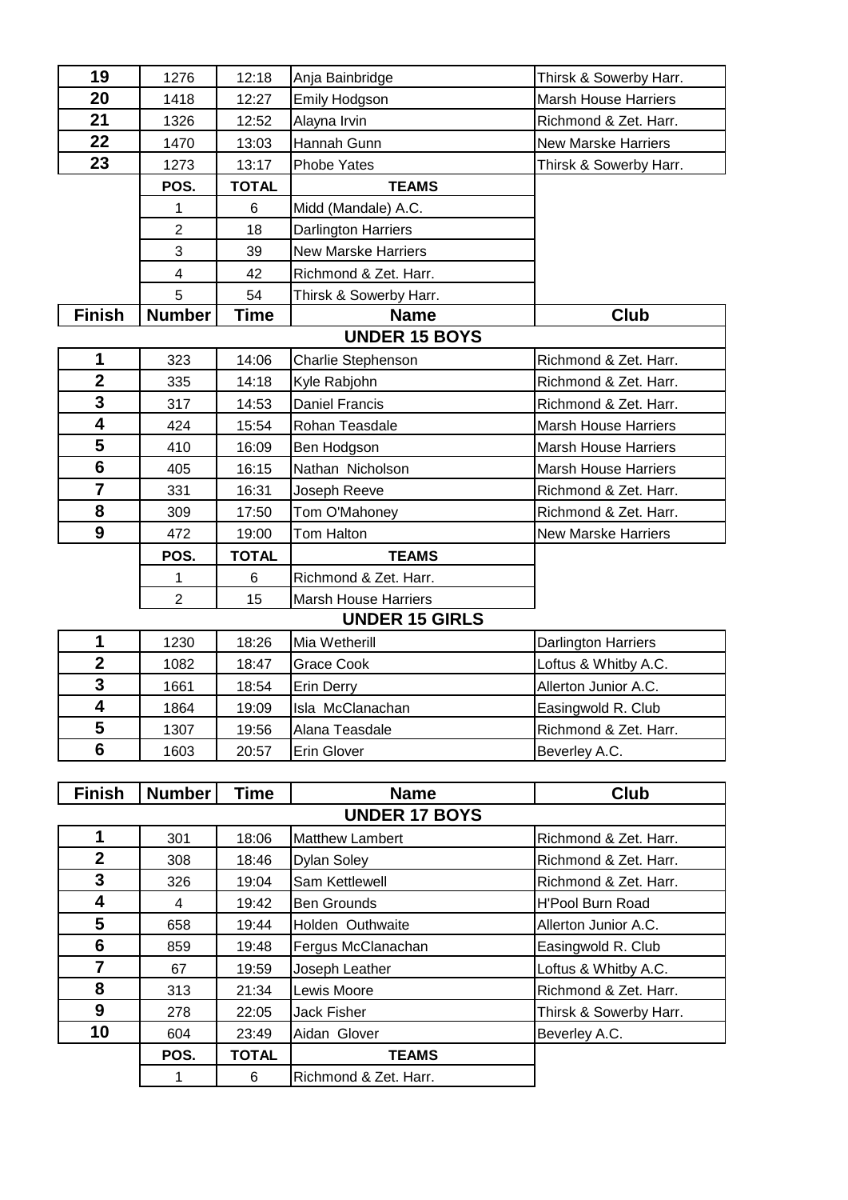| | | | | |
|---|---|---|---|---|
| 19 | 1276 | 12:18 | Anja Bainbridge | Thirsk & Sowerby Harr. |
| 20 | 1418 | 12:27 | Emily Hodgson | Marsh House Harriers |
| 21 | 1326 | 12:52 | Alayna Irvin | Richmond & Zet. Harr. |
| 22 | 1470 | 13:03 | Hannah Gunn | New Marske Harriers |
| 23 | 1273 | 13:17 | Phobe Yates | Thirsk & Sowerby Harr. |

| POS. | TOTAL | TEAMS |
|---|---|---|
| 1 | 6 | Midd (Mandale) A.C. |
| 2 | 18 | Darlington Harriers |
| 3 | 39 | New Marske Harriers |
| 4 | 42 | Richmond & Zet. Harr. |
| 5 | 54 | Thirsk & Sowerby Harr. |

| Finish | Number | Time | Name | Club |
|---|---|---|---|---|
| | | | **UNDER 15 BOYS** | |
| 1 | 323 | 14:06 | Charlie Stephenson | Richmond & Zet. Harr. |
| 2 | 335 | 14:18 | Kyle Rabjohn | Richmond & Zet. Harr. |
| 3 | 317 | 14:53 | Daniel Francis | Richmond & Zet. Harr. |
| 4 | 424 | 15:54 | Rohan Teasdale | Marsh House Harriers |
| 5 | 410 | 16:09 | Ben Hodgson | Marsh House Harriers |
| 6 | 405 | 16:15 | Nathan Nicholson | Marsh House Harriers |
| 7 | 331 | 16:31 | Joseph Reeve | Richmond & Zet. Harr. |
| 8 | 309 | 17:50 | Tom O'Mahoney | Richmond & Zet. Harr. |
| 9 | 472 | 19:00 | Tom Halton | New Marske Harriers |

| POS. | TOTAL | TEAMS |
|---|---|---|
| 1 | 6 | Richmond & Zet. Harr. |
| 2 | 15 | Marsh House Harriers |

**UNDER 15 GIRLS**

| | | | | |
|---|---|---|---|---|
| 1 | 1230 | 18:26 | Mia Wetherill | Darlington Harriers |
| 2 | 1082 | 18:47 | Grace Cook | Loftus & Whitby A.C. |
| 3 | 1661 | 18:54 | Erin Derry | Allerton Junior A.C. |
| 4 | 1864 | 19:09 | Isla McClanachan | Easingwold R. Club |
| 5 | 1307 | 19:56 | Alana Teasdale | Richmond & Zet. Harr. |
| 6 | 1603 | 20:57 | Erin Glover | Beverley A.C. |

| Finish | Number | Time | Name | Club |
|---|---|---|---|---|
| | | | **UNDER 17 BOYS** | |
| 1 | 301 | 18:06 | Matthew Lambert | Richmond & Zet. Harr. |
| 2 | 308 | 18:46 | Dylan Soley | Richmond & Zet. Harr. |
| 3 | 326 | 19:04 | Sam Kettlewell | Richmond & Zet. Harr. |
| 4 | 4 | 19:42 | Ben Grounds | H'Pool Burn Road |
| 5 | 658 | 19:44 | Holden Outhwaite | Allerton Junior A.C. |
| 6 | 859 | 19:48 | Fergus McClanachan | Easingwold R. Club |
| 7 | 67 | 19:59 | Joseph Leather | Loftus & Whitby A.C. |
| 8 | 313 | 21:34 | Lewis Moore | Richmond & Zet. Harr. |
| 9 | 278 | 22:05 | Jack Fisher | Thirsk & Sowerby Harr. |
| 10 | 604 | 23:49 | Aidan Glover | Beverley A.C. |

| POS. | TOTAL | TEAMS |
|---|---|---|
| 1 | 6 | Richmond & Zet. Harr. |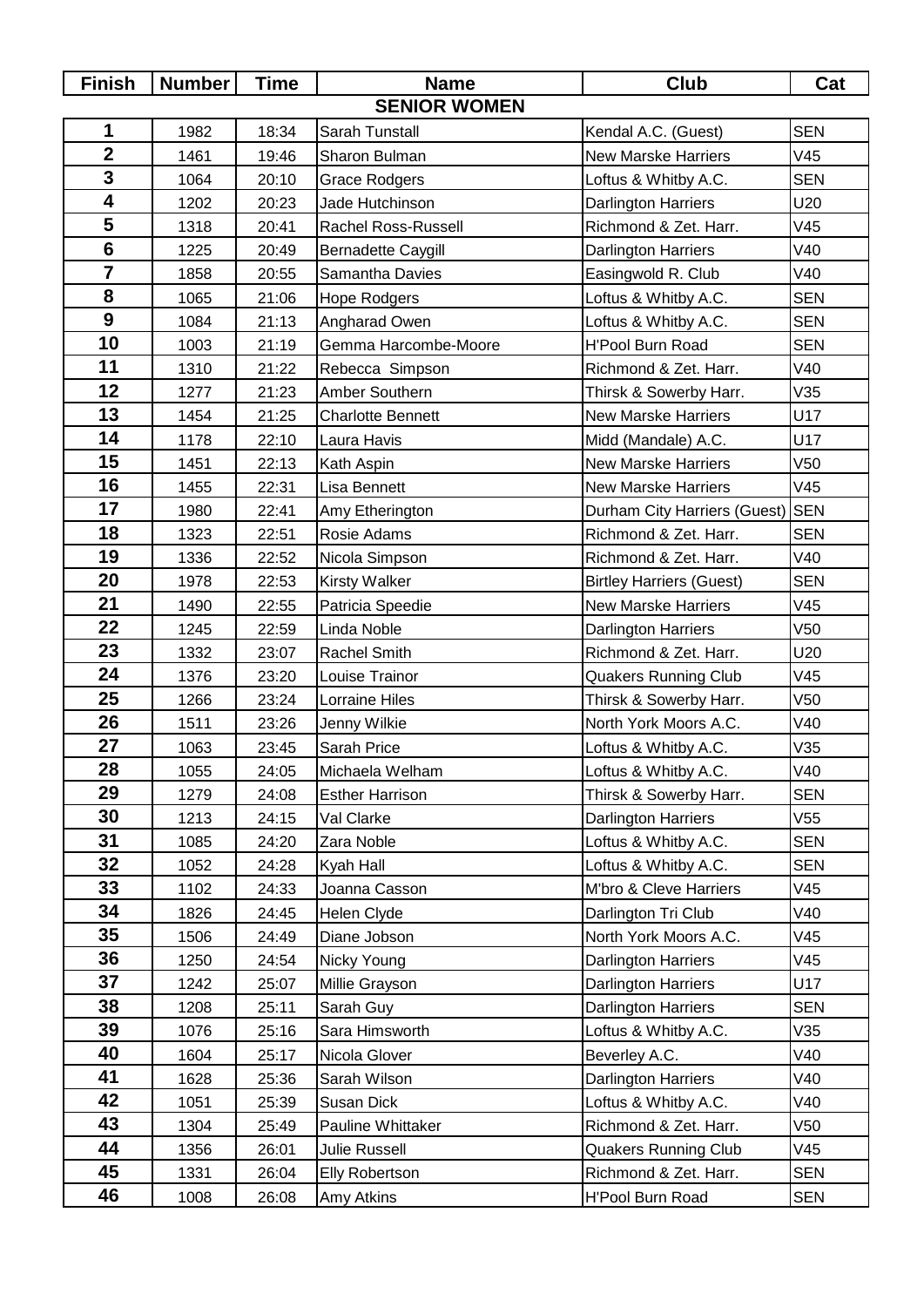| Finish | Number | Time | Name | Club | Cat |
|---|---|---|---|---|---|
| **SENIOR WOMEN** | | | | | |
| 1 | 1982 | 18:34 | Sarah Tunstall | Kendal A.C. (Guest) | SEN |
| 2 | 1461 | 19:46 | Sharon Bulman | New Marske Harriers | V45 |
| 3 | 1064 | 20:10 | Grace Rodgers | Loftus & Whitby A.C. | SEN |
| 4 | 1202 | 20:23 | Jade Hutchinson | Darlington Harriers | U20 |
| 5 | 1318 | 20:41 | Rachel Ross-Russell | Richmond & Zet. Harr. | V45 |
| 6 | 1225 | 20:49 | Bernadette Caygill | Darlington Harriers | V40 |
| 7 | 1858 | 20:55 | Samantha Davies | Easingwold R. Club | V40 |
| 8 | 1065 | 21:06 | Hope Rodgers | Loftus & Whitby A.C. | SEN |
| 9 | 1084 | 21:13 | Angharad Owen | Loftus & Whitby A.C. | SEN |
| 10 | 1003 | 21:19 | Gemma Harcombe-Moore | H'Pool Burn Road | SEN |
| 11 | 1310 | 21:22 | Rebecca Simpson | Richmond & Zet. Harr. | V40 |
| 12 | 1277 | 21:23 | Amber Southern | Thirsk & Sowerby Harr. | V35 |
| 13 | 1454 | 21:25 | Charlotte Bennett | New Marske Harriers | U17 |
| 14 | 1178 | 22:10 | Laura Havis | Midd (Mandale) A.C. | U17 |
| 15 | 1451 | 22:13 | Kath Aspin | New Marske Harriers | V50 |
| 16 | 1455 | 22:31 | Lisa Bennett | New Marske Harriers | V45 |
| 17 | 1980 | 22:41 | Amy Etherington | Durham City Harriers (Guest) | SEN |
| 18 | 1323 | 22:51 | Rosie Adams | Richmond & Zet. Harr. | SEN |
| 19 | 1336 | 22:52 | Nicola Simpson | Richmond & Zet. Harr. | V40 |
| 20 | 1978 | 22:53 | Kirsty Walker | Birtley Harriers (Guest) | SEN |
| 21 | 1490 | 22:55 | Patricia Speedie | New Marske Harriers | V45 |
| 22 | 1245 | 22:59 | Linda Noble | Darlington Harriers | V50 |
| 23 | 1332 | 23:07 | Rachel Smith | Richmond & Zet. Harr. | U20 |
| 24 | 1376 | 23:20 | Louise Trainor | Quakers Running Club | V45 |
| 25 | 1266 | 23:24 | Lorraine Hiles | Thirsk & Sowerby Harr. | V50 |
| 26 | 1511 | 23:26 | Jenny Wilkie | North York Moors A.C. | V40 |
| 27 | 1063 | 23:45 | Sarah Price | Loftus & Whitby A.C. | V35 |
| 28 | 1055 | 24:05 | Michaela Welham | Loftus & Whitby A.C. | V40 |
| 29 | 1279 | 24:08 | Esther Harrison | Thirsk & Sowerby Harr. | SEN |
| 30 | 1213 | 24:15 | Val Clarke | Darlington Harriers | V55 |
| 31 | 1085 | 24:20 | Zara Noble | Loftus & Whitby A.C. | SEN |
| 32 | 1052 | 24:28 | Kyah Hall | Loftus & Whitby A.C. | SEN |
| 33 | 1102 | 24:33 | Joanna Casson | M'bro & Cleve Harriers | V45 |
| 34 | 1826 | 24:45 | Helen Clyde | Darlington Tri Club | V40 |
| 35 | 1506 | 24:49 | Diane Jobson | North York Moors A.C. | V45 |
| 36 | 1250 | 24:54 | Nicky Young | Darlington Harriers | V45 |
| 37 | 1242 | 25:07 | Millie Grayson | Darlington Harriers | U17 |
| 38 | 1208 | 25:11 | Sarah Guy | Darlington Harriers | SEN |
| 39 | 1076 | 25:16 | Sara Himsworth | Loftus & Whitby A.C. | V35 |
| 40 | 1604 | 25:17 | Nicola Glover | Beverley A.C. | V40 |
| 41 | 1628 | 25:36 | Sarah Wilson | Darlington Harriers | V40 |
| 42 | 1051 | 25:39 | Susan Dick | Loftus & Whitby A.C. | V40 |
| 43 | 1304 | 25:49 | Pauline Whittaker | Richmond & Zet. Harr. | V50 |
| 44 | 1356 | 26:01 | Julie Russell | Quakers Running Club | V45 |
| 45 | 1331 | 26:04 | Elly Robertson | Richmond & Zet. Harr. | SEN |
| 46 | 1008 | 26:08 | Amy Atkins | H'Pool Burn Road | SEN |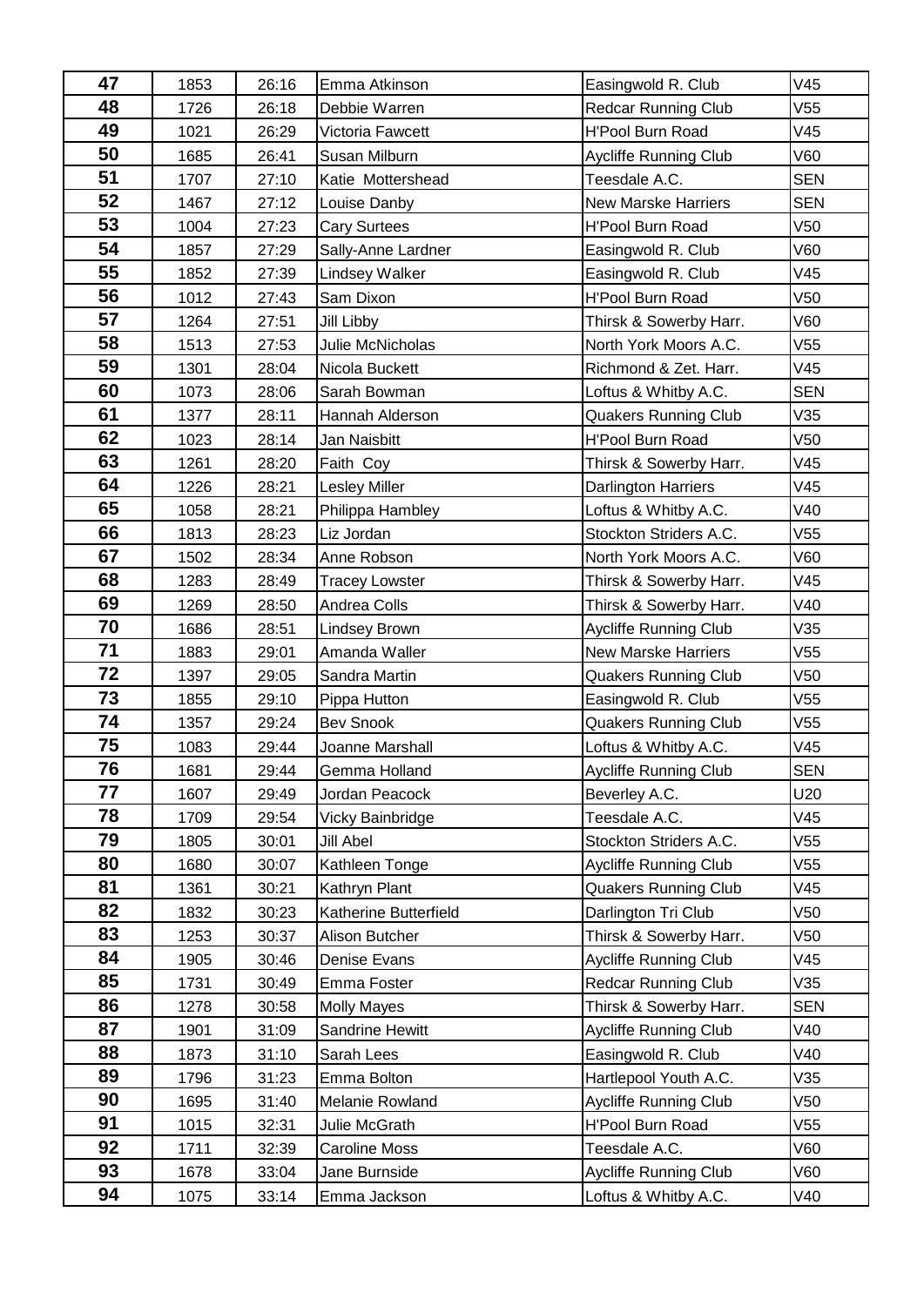| | | | | | |
|---|---|---|---|---|---|
| 47 | 1853 | 26:16 | Emma Atkinson | Easingwold R. Club | V45 |
| 48 | 1726 | 26:18 | Debbie Warren | Redcar Running Club | V55 |
| 49 | 1021 | 26:29 | Victoria Fawcett | H'Pool Burn Road | V45 |
| 50 | 1685 | 26:41 | Susan Milburn | Aycliffe Running Club | V60 |
| 51 | 1707 | 27:10 | Katie Mottershead | Teesdale A.C. | SEN |
| 52 | 1467 | 27:12 | Louise Danby | New Marske Harriers | SEN |
| 53 | 1004 | 27:23 | Cary Surtees | H'Pool Burn Road | V50 |
| 54 | 1857 | 27:29 | Sally-Anne Lardner | Easingwold R. Club | V60 |
| 55 | 1852 | 27:39 | Lindsey Walker | Easingwold R. Club | V45 |
| 56 | 1012 | 27:43 | Sam Dixon | H'Pool Burn Road | V50 |
| 57 | 1264 | 27:51 | Jill Libby | Thirsk & Sowerby Harr. | V60 |
| 58 | 1513 | 27:53 | Julie McNicholas | North York Moors A.C. | V55 |
| 59 | 1301 | 28:04 | Nicola Buckett | Richmond & Zet. Harr. | V45 |
| 60 | 1073 | 28:06 | Sarah Bowman | Loftus & Whitby A.C. | SEN |
| 61 | 1377 | 28:11 | Hannah Alderson | Quakers Running Club | V35 |
| 62 | 1023 | 28:14 | Jan Naisbitt | H'Pool Burn Road | V50 |
| 63 | 1261 | 28:20 | Faith Coy | Thirsk & Sowerby Harr. | V45 |
| 64 | 1226 | 28:21 | Lesley Miller | Darlington Harriers | V45 |
| 65 | 1058 | 28:21 | Philippa Hambley | Loftus & Whitby A.C. | V40 |
| 66 | 1813 | 28:23 | Liz Jordan | Stockton Striders A.C. | V55 |
| 67 | 1502 | 28:34 | Anne Robson | North York Moors A.C. | V60 |
| 68 | 1283 | 28:49 | Tracey Lowster | Thirsk & Sowerby Harr. | V45 |
| 69 | 1269 | 28:50 | Andrea Colls | Thirsk & Sowerby Harr. | V40 |
| 70 | 1686 | 28:51 | Lindsey Brown | Aycliffe Running Club | V35 |
| 71 | 1883 | 29:01 | Amanda Waller | New Marske Harriers | V55 |
| 72 | 1397 | 29:05 | Sandra Martin | Quakers Running Club | V50 |
| 73 | 1855 | 29:10 | Pippa Hutton | Easingwold R. Club | V55 |
| 74 | 1357 | 29:24 | Bev Snook | Quakers Running Club | V55 |
| 75 | 1083 | 29:44 | Joanne Marshall | Loftus & Whitby A.C. | V45 |
| 76 | 1681 | 29:44 | Gemma Holland | Aycliffe Running Club | SEN |
| 77 | 1607 | 29:49 | Jordan Peacock | Beverley A.C. | U20 |
| 78 | 1709 | 29:54 | Vicky Bainbridge | Teesdale A.C. | V45 |
| 79 | 1805 | 30:01 | Jill Abel | Stockton Striders A.C. | V55 |
| 80 | 1680 | 30:07 | Kathleen Tonge | Aycliffe Running Club | V55 |
| 81 | 1361 | 30:21 | Kathryn Plant | Quakers Running Club | V45 |
| 82 | 1832 | 30:23 | Katherine Butterfield | Darlington Tri Club | V50 |
| 83 | 1253 | 30:37 | Alison Butcher | Thirsk & Sowerby Harr. | V50 |
| 84 | 1905 | 30:46 | Denise Evans | Aycliffe Running Club | V45 |
| 85 | 1731 | 30:49 | Emma Foster | Redcar Running Club | V35 |
| 86 | 1278 | 30:58 | Molly Mayes | Thirsk & Sowerby Harr. | SEN |
| 87 | 1901 | 31:09 | Sandrine Hewitt | Aycliffe Running Club | V40 |
| 88 | 1873 | 31:10 | Sarah Lees | Easingwold R. Club | V40 |
| 89 | 1796 | 31:23 | Emma Bolton | Hartlepool Youth A.C. | V35 |
| 90 | 1695 | 31:40 | Melanie Rowland | Aycliffe Running Club | V50 |
| 91 | 1015 | 32:31 | Julie McGrath | H'Pool Burn Road | V55 |
| 92 | 1711 | 32:39 | Caroline Moss | Teesdale A.C. | V60 |
| 93 | 1678 | 33:04 | Jane Burnside | Aycliffe Running Club | V60 |
| 94 | 1075 | 33:14 | Emma Jackson | Loftus & Whitby A.C. | V40 |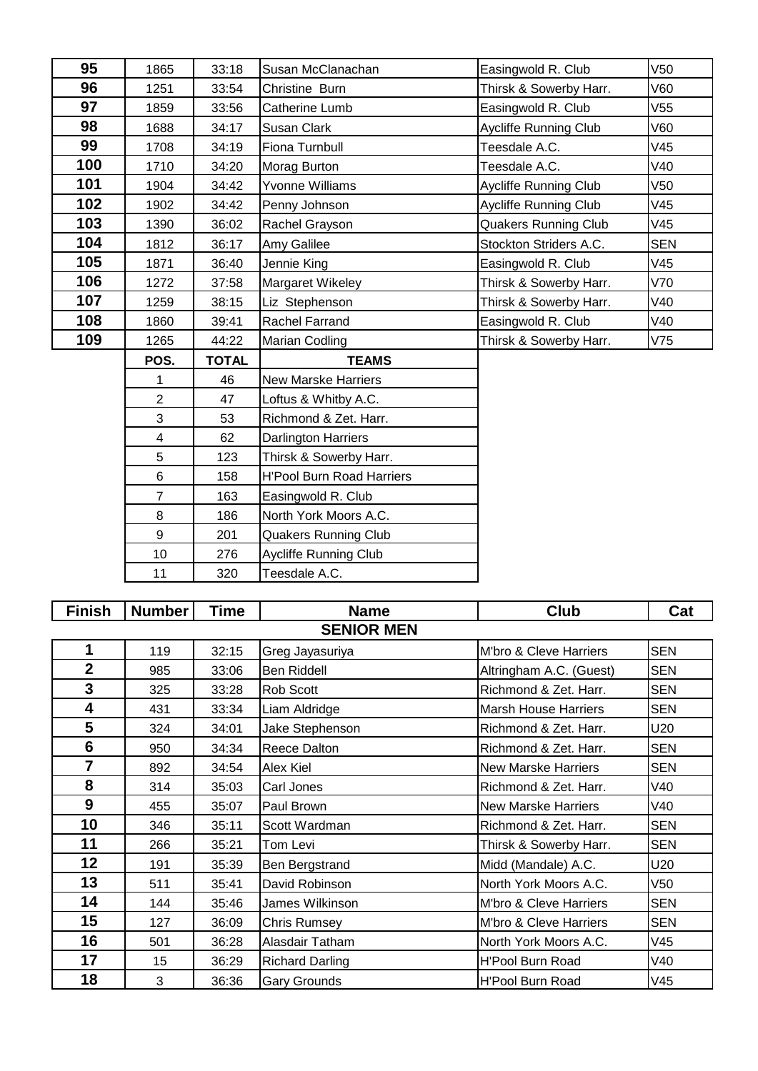| | | | | | |
|---|---|---|---|---|---|
| **95** | 1865 | 33:18 | Susan McClanachan | Easingwold R. Club | V50 |
| **96** | 1251 | 33:54 | Christine Burn | Thirsk & Sowerby Harr. | V60 |
| **97** | 1859 | 33:56 | Catherine Lumb | Easingwold R. Club | V55 |
| **98** | 1688 | 34:17 | Susan Clark | Aycliffe Running Club | V60 |
| **99** | 1708 | 34:19 | Fiona Turnbull | Teesdale A.C. | V45 |
| **100** | 1710 | 34:20 | Morag Burton | Teesdale A.C. | V40 |
| **101** | 1904 | 34:42 | Yvonne Williams | Aycliffe Running Club | V50 |
| **102** | 1902 | 34:42 | Penny Johnson | Aycliffe Running Club | V45 |
| **103** | 1390 | 36:02 | Rachel Grayson | Quakers Running Club | V45 |
| **104** | 1812 | 36:17 | Amy Galilee | Stockton Striders A.C. | SEN |
| **105** | 1871 | 36:40 | Jennie King | Easingwold R. Club | V45 |
| **106** | 1272 | 37:58 | Margaret Wikeley | Thirsk & Sowerby Harr. | V70 |
| **107** | 1259 | 38:15 | Liz Stephenson | Thirsk & Sowerby Harr. | V40 |
| **108** | 1860 | 39:41 | Rachel Farrand | Easingwold R. Club | V40 |
| **109** | 1265 | 44:22 | Marian Codling | Thirsk & Sowerby Harr. | V75 |

| POS. | TOTAL | TEAMS |
|---|---|---|
| 1 | 46 | New Marske Harriers |
| 2 | 47 | Loftus & Whitby A.C. |
| 3 | 53 | Richmond & Zet. Harr. |
| 4 | 62 | Darlington Harriers |
| 5 | 123 | Thirsk & Sowerby Harr. |
| 6 | 158 | H'Pool Burn Road Harriers |
| 7 | 163 | Easingwold R. Club |
| 8 | 186 | North York Moors A.C. |
| 9 | 201 | Quakers Running Club |
| 10 | 276 | Aycliffe Running Club |
| 11 | 320 | Teesdale A.C. |

## SENIOR MEN

| Finish | Number | Time | Name | Club | Cat |
|---|---|---|---|---|---|
| **1** | 119 | 32:15 | Greg Jayasuriya | M'bro & Cleve Harriers | SEN |
| **2** | 985 | 33:06 | Ben Riddell | Altringham A.C. (Guest) | SEN |
| **3** | 325 | 33:28 | Rob Scott | Richmond & Zet. Harr. | SEN |
| **4** | 431 | 33:34 | Liam Aldridge | Marsh House Harriers | SEN |
| **5** | 324 | 34:01 | Jake Stephenson | Richmond & Zet. Harr. | U20 |
| **6** | 950 | 34:34 | Reece Dalton | Richmond & Zet. Harr. | SEN |
| **7** | 892 | 34:54 | Alex Kiel | New Marske Harriers | SEN |
| **8** | 314 | 35:03 | Carl Jones | Richmond & Zet. Harr. | V40 |
| **9** | 455 | 35:07 | Paul Brown | New Marske Harriers | V40 |
| **10** | 346 | 35:11 | Scott Wardman | Richmond & Zet. Harr. | SEN |
| **11** | 266 | 35:21 | Tom Levi | Thirsk & Sowerby Harr. | SEN |
| **12** | 191 | 35:39 | Ben Bergstrand | Midd (Mandale) A.C. | U20 |
| **13** | 511 | 35:41 | David Robinson | North York Moors A.C. | V50 |
| **14** | 144 | 35:46 | James Wilkinson | M'bro & Cleve Harriers | SEN |
| **15** | 127 | 36:09 | Chris Rumsey | M'bro & Cleve Harriers | SEN |
| **16** | 501 | 36:28 | Alasdair Tatham | North York Moors A.C. | V45 |
| **17** | 15 | 36:29 | Richard Darling | H'Pool Burn Road | V40 |
| **18** | 3 | 36:36 | Gary Grounds | H'Pool Burn Road | V45 |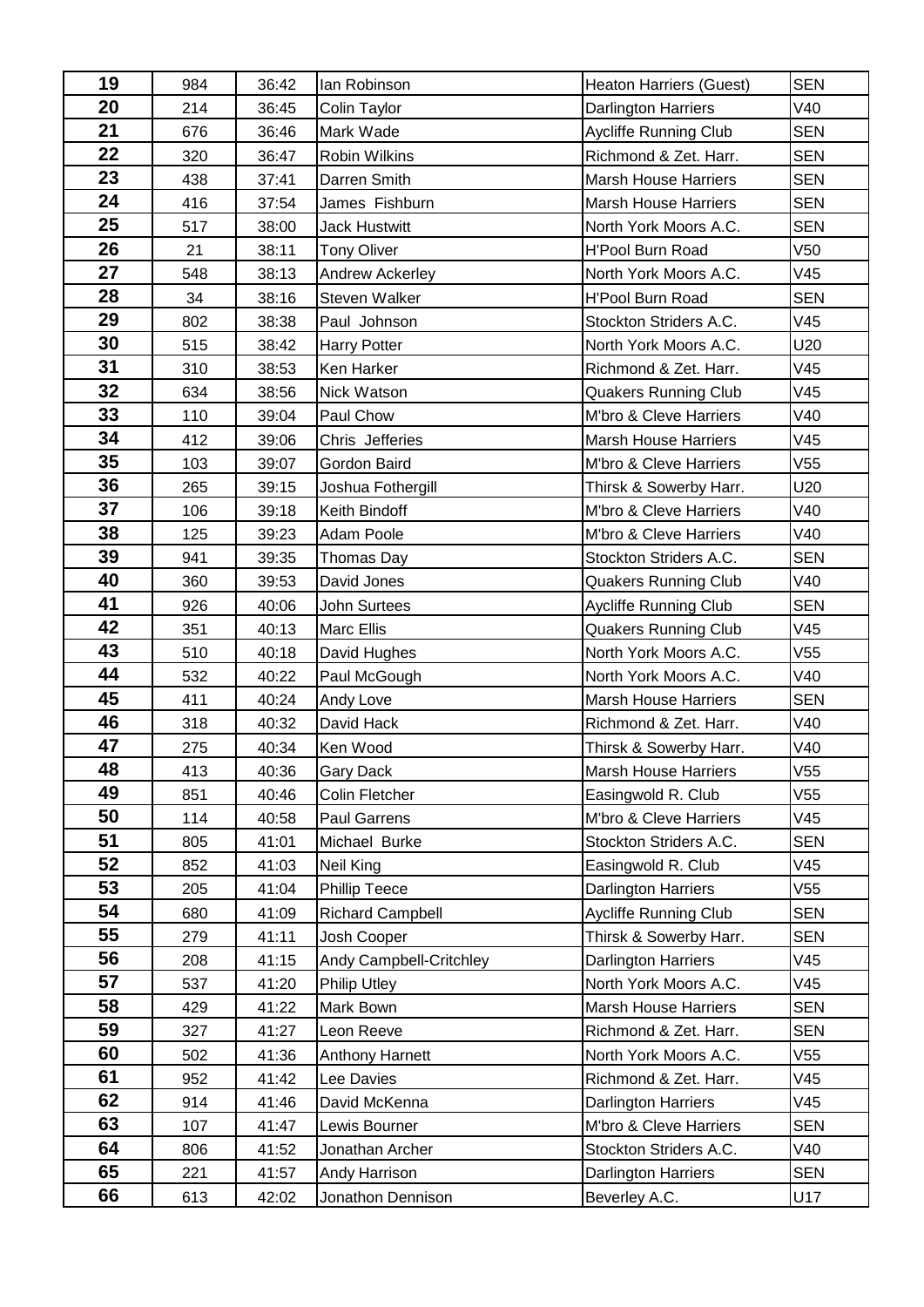| | | | | | |
|---|---|---|---|---|---|
| 19 | 984 | 36:42 | Ian Robinson | Heaton Harriers (Guest) | SEN |
| 20 | 214 | 36:45 | Colin Taylor | Darlington Harriers | V40 |
| 21 | 676 | 36:46 | Mark Wade | Aycliffe Running Club | SEN |
| 22 | 320 | 36:47 | Robin Wilkins | Richmond & Zet. Harr. | SEN |
| 23 | 438 | 37:41 | Darren Smith | Marsh House Harriers | SEN |
| 24 | 416 | 37:54 | James Fishburn | Marsh House Harriers | SEN |
| 25 | 517 | 38:00 | Jack Hustwitt | North York Moors A.C. | SEN |
| 26 | 21 | 38:11 | Tony Oliver | H'Pool Burn Road | V50 |
| 27 | 548 | 38:13 | Andrew Ackerley | North York Moors A.C. | V45 |
| 28 | 34 | 38:16 | Steven Walker | H'Pool Burn Road | SEN |
| 29 | 802 | 38:38 | Paul Johnson | Stockton Striders A.C. | V45 |
| 30 | 515 | 38:42 | Harry Potter | North York Moors A.C. | U20 |
| 31 | 310 | 38:53 | Ken Harker | Richmond & Zet. Harr. | V45 |
| 32 | 634 | 38:56 | Nick Watson | Quakers Running Club | V45 |
| 33 | 110 | 39:04 | Paul Chow | M'bro & Cleve Harriers | V40 |
| 34 | 412 | 39:06 | Chris Jefferies | Marsh House Harriers | V45 |
| 35 | 103 | 39:07 | Gordon Baird | M'bro & Cleve Harriers | V55 |
| 36 | 265 | 39:15 | Joshua Fothergill | Thirsk & Sowerby Harr. | U20 |
| 37 | 106 | 39:18 | Keith Bindoff | M'bro & Cleve Harriers | V40 |
| 38 | 125 | 39:23 | Adam Poole | M'bro & Cleve Harriers | V40 |
| 39 | 941 | 39:35 | Thomas Day | Stockton Striders A.C. | SEN |
| 40 | 360 | 39:53 | David Jones | Quakers Running Club | V40 |
| 41 | 926 | 40:06 | John Surtees | Aycliffe Running Club | SEN |
| 42 | 351 | 40:13 | Marc Ellis | Quakers Running Club | V45 |
| 43 | 510 | 40:18 | David Hughes | North York Moors A.C. | V55 |
| 44 | 532 | 40:22 | Paul McGough | North York Moors A.C. | V40 |
| 45 | 411 | 40:24 | Andy Love | Marsh House Harriers | SEN |
| 46 | 318 | 40:32 | David Hack | Richmond & Zet. Harr. | V40 |
| 47 | 275 | 40:34 | Ken Wood | Thirsk & Sowerby Harr. | V40 |
| 48 | 413 | 40:36 | Gary Dack | Marsh House Harriers | V55 |
| 49 | 851 | 40:46 | Colin Fletcher | Easingwold R. Club | V55 |
| 50 | 114 | 40:58 | Paul Garrens | M'bro & Cleve Harriers | V45 |
| 51 | 805 | 41:01 | Michael Burke | Stockton Striders A.C. | SEN |
| 52 | 852 | 41:03 | Neil King | Easingwold R. Club | V45 |
| 53 | 205 | 41:04 | Phillip Teece | Darlington Harriers | V55 |
| 54 | 680 | 41:09 | Richard Campbell | Aycliffe Running Club | SEN |
| 55 | 279 | 41:11 | Josh Cooper | Thirsk & Sowerby Harr. | SEN |
| 56 | 208 | 41:15 | Andy Campbell-Critchley | Darlington Harriers | V45 |
| 57 | 537 | 41:20 | Philip Utley | North York Moors A.C. | V45 |
| 58 | 429 | 41:22 | Mark Bown | Marsh House Harriers | SEN |
| 59 | 327 | 41:27 | Leon Reeve | Richmond & Zet. Harr. | SEN |
| 60 | 502 | 41:36 | Anthony Harnett | North York Moors A.C. | V55 |
| 61 | 952 | 41:42 | Lee Davies | Richmond & Zet. Harr. | V45 |
| 62 | 914 | 41:46 | David McKenna | Darlington Harriers | V45 |
| 63 | 107 | 41:47 | Lewis Bourner | M'bro & Cleve Harriers | SEN |
| 64 | 806 | 41:52 | Jonathan Archer | Stockton Striders A.C. | V40 |
| 65 | 221 | 41:57 | Andy Harrison | Darlington Harriers | SEN |
| 66 | 613 | 42:02 | Jonathon Dennison | Beverley A.C. | U17 |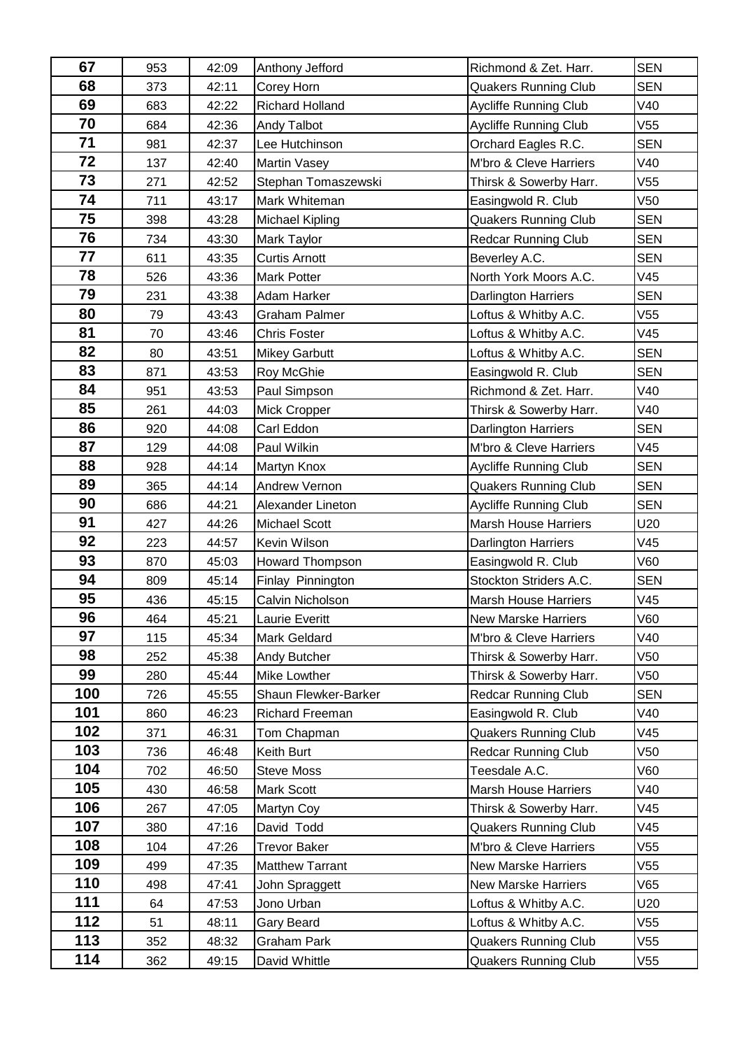| | | | | | |
|---|---|---|---|---|---|
| 67 | 953 | 42:09 | Anthony Jefford | Richmond & Zet. Harr. | SEN |
| 68 | 373 | 42:11 | Corey Horn | Quakers Running Club | SEN |
| 69 | 683 | 42:22 | Richard Holland | Aycliffe Running Club | V40 |
| 70 | 684 | 42:36 | Andy Talbot | Aycliffe Running Club | V55 |
| 71 | 981 | 42:37 | Lee Hutchinson | Orchard Eagles R.C. | SEN |
| 72 | 137 | 42:40 | Martin Vasey | M'bro & Cleve Harriers | V40 |
| 73 | 271 | 42:52 | Stephan Tomaszewski | Thirsk & Sowerby Harr. | V55 |
| 74 | 711 | 43:17 | Mark Whiteman | Easingwold R. Club | V50 |
| 75 | 398 | 43:28 | Michael Kipling | Quakers Running Club | SEN |
| 76 | 734 | 43:30 | Mark Taylor | Redcar Running Club | SEN |
| 77 | 611 | 43:35 | Curtis Arnott | Beverley A.C. | SEN |
| 78 | 526 | 43:36 | Mark Potter | North York Moors A.C. | V45 |
| 79 | 231 | 43:38 | Adam Harker | Darlington Harriers | SEN |
| 80 | 79 | 43:43 | Graham Palmer | Loftus & Whitby A.C. | V55 |
| 81 | 70 | 43:46 | Chris Foster | Loftus & Whitby A.C. | V45 |
| 82 | 80 | 43:51 | Mikey Garbutt | Loftus & Whitby A.C. | SEN |
| 83 | 871 | 43:53 | Roy McGhie | Easingwold R. Club | SEN |
| 84 | 951 | 43:53 | Paul Simpson | Richmond & Zet. Harr. | V40 |
| 85 | 261 | 44:03 | Mick Cropper | Thirsk & Sowerby Harr. | V40 |
| 86 | 920 | 44:08 | Carl Eddon | Darlington Harriers | SEN |
| 87 | 129 | 44:08 | Paul Wilkin | M'bro & Cleve Harriers | V45 |
| 88 | 928 | 44:14 | Martyn Knox | Aycliffe Running Club | SEN |
| 89 | 365 | 44:14 | Andrew Vernon | Quakers Running Club | SEN |
| 90 | 686 | 44:21 | Alexander Lineton | Aycliffe Running Club | SEN |
| 91 | 427 | 44:26 | Michael Scott | Marsh House Harriers | U20 |
| 92 | 223 | 44:57 | Kevin Wilson | Darlington Harriers | V45 |
| 93 | 870 | 45:03 | Howard Thompson | Easingwold R. Club | V60 |
| 94 | 809 | 45:14 | Finlay Pinnington | Stockton Striders A.C. | SEN |
| 95 | 436 | 45:15 | Calvin Nicholson | Marsh House Harriers | V45 |
| 96 | 464 | 45:21 | Laurie Everitt | New Marske Harriers | V60 |
| 97 | 115 | 45:34 | Mark Geldard | M'bro & Cleve Harriers | V40 |
| 98 | 252 | 45:38 | Andy Butcher | Thirsk & Sowerby Harr. | V50 |
| 99 | 280 | 45:44 | Mike Lowther | Thirsk & Sowerby Harr. | V50 |
| 100 | 726 | 45:55 | Shaun Flewker-Barker | Redcar Running Club | SEN |
| 101 | 860 | 46:23 | Richard Freeman | Easingwold R. Club | V40 |
| 102 | 371 | 46:31 | Tom Chapman | Quakers Running Club | V45 |
| 103 | 736 | 46:48 | Keith Burt | Redcar Running Club | V50 |
| 104 | 702 | 46:50 | Steve Moss | Teesdale A.C. | V60 |
| 105 | 430 | 46:58 | Mark Scott | Marsh House Harriers | V40 |
| 106 | 267 | 47:05 | Martyn Coy | Thirsk & Sowerby Harr. | V45 |
| 107 | 380 | 47:16 | David Todd | Quakers Running Club | V45 |
| 108 | 104 | 47:26 | Trevor Baker | M'bro & Cleve Harriers | V55 |
| 109 | 499 | 47:35 | Matthew Tarrant | New Marske Harriers | V55 |
| 110 | 498 | 47:41 | John Spraggett | New Marske Harriers | V65 |
| 111 | 64 | 47:53 | Jono Urban | Loftus & Whitby A.C. | U20 |
| 112 | 51 | 48:11 | Gary Beard | Loftus & Whitby A.C. | V55 |
| 113 | 352 | 48:32 | Graham Park | Quakers Running Club | V55 |
| 114 | 362 | 49:15 | David Whittle | Quakers Running Club | V55 |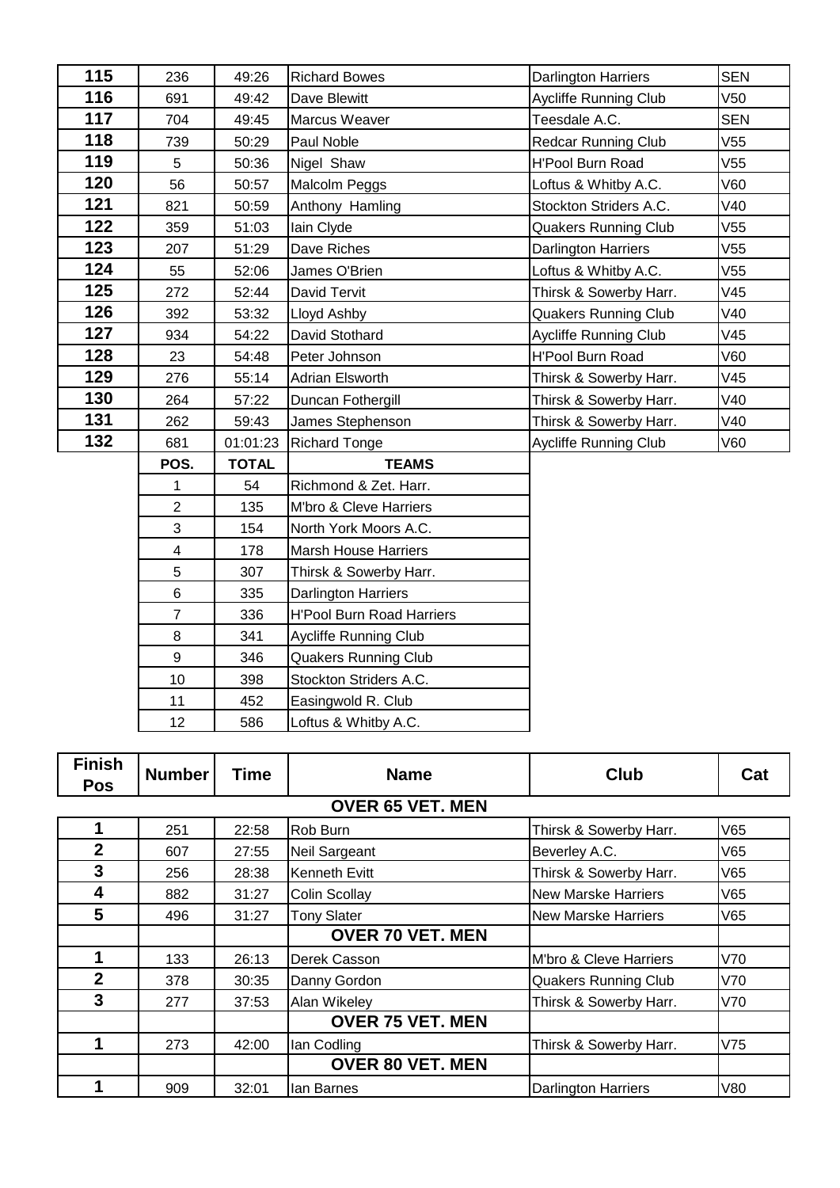| | | | | | |
|---|---|---|---|---|---|
| 115 | 236 | 49:26 | Richard Bowes | Darlington Harriers | SEN |
| 116 | 691 | 49:42 | Dave Blewitt | Aycliffe Running Club | V50 |
| 117 | 704 | 49:45 | Marcus Weaver | Teesdale A.C. | SEN |
| 118 | 739 | 50:29 | Paul Noble | Redcar Running Club | V55 |
| 119 | 5 | 50:36 | Nigel Shaw | H'Pool Burn Road | V55 |
| 120 | 56 | 50:57 | Malcolm Peggs | Loftus & Whitby A.C. | V60 |
| 121 | 821 | 50:59 | Anthony Hamling | Stockton Striders A.C. | V40 |
| 122 | 359 | 51:03 | Iain Clyde | Quakers Running Club | V55 |
| 123 | 207 | 51:29 | Dave Riches | Darlington Harriers | V55 |
| 124 | 55 | 52:06 | James O'Brien | Loftus & Whitby A.C. | V55 |
| 125 | 272 | 52:44 | David Tervit | Thirsk & Sowerby Harr. | V45 |
| 126 | 392 | 53:32 | Lloyd Ashby | Quakers Running Club | V40 |
| 127 | 934 | 54:22 | David Stothard | Aycliffe Running Club | V45 |
| 128 | 23 | 54:48 | Peter Johnson | H'Pool Burn Road | V60 |
| 129 | 276 | 55:14 | Adrian Elsworth | Thirsk & Sowerby Harr. | V45 |
| 130 | 264 | 57:22 | Duncan Fothergill | Thirsk & Sowerby Harr. | V40 |
| 131 | 262 | 59:43 | James Stephenson | Thirsk & Sowerby Harr. | V40 |
| 132 | 681 | 01:01:23 | Richard Tonge | Aycliffe Running Club | V60 |

| POS. | TOTAL | TEAMS |
|---|---|---|
| 1 | 54 | Richmond & Zet. Harr. |
| 2 | 135 | M'bro & Cleve Harriers |
| 3 | 154 | North York Moors A.C. |
| 4 | 178 | Marsh House Harriers |
| 5 | 307 | Thirsk & Sowerby Harr. |
| 6 | 335 | Darlington Harriers |
| 7 | 336 | H'Pool Burn Road Harriers |
| 8 | 341 | Aycliffe Running Club |
| 9 | 346 | Quakers Running Club |
| 10 | 398 | Stockton Striders A.C. |
| 11 | 452 | Easingwold R. Club |
| 12 | 586 | Loftus & Whitby A.C. |

| Finish Pos | Number | Time | Name | Club | Cat |
|---|---|---|---|---|---|
| | | | **OVER 65 VET. MEN** | | |
| 1 | 251 | 22:58 | Rob Burn | Thirsk & Sowerby Harr. | V65 |
| 2 | 607 | 27:55 | Neil Sargeant | Beverley A.C. | V65 |
| 3 | 256 | 28:38 | Kenneth Evitt | Thirsk & Sowerby Harr. | V65 |
| 4 | 882 | 31:27 | Colin Scollay | New Marske Harriers | V65 |
| 5 | 496 | 31:27 | Tony Slater | New Marske Harriers | V65 |
| | | | **OVER 70 VET. MEN** | | |
| 1 | 133 | 26:13 | Derek Casson | M'bro & Cleve Harriers | V70 |
| 2 | 378 | 30:35 | Danny Gordon | Quakers Running Club | V70 |
| 3 | 277 | 37:53 | Alan Wikeley | Thirsk & Sowerby Harr. | V70 |
| | | | **OVER 75 VET. MEN** | | |
| 1 | 273 | 42:00 | Ian Codling | Thirsk & Sowerby Harr. | V75 |
| | | | **OVER 80 VET. MEN** | | |
| 1 | 909 | 32:01 | Ian Barnes | Darlington Harriers | V80 |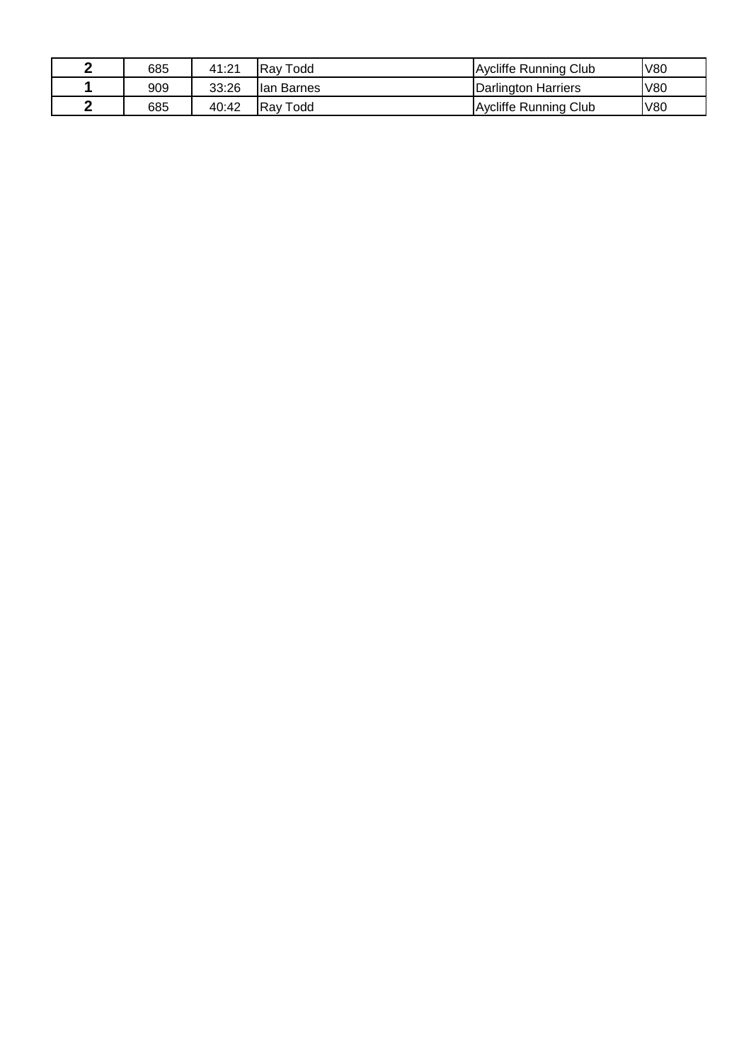| | | | | | |
|---|---|---|---|---|---|
| **2** | 685 | 41:21 | Ray Todd | Aycliffe Running Club | V80 |
| **1** | 909 | 33:26 | Ian Barnes | Darlington Harriers | V80 |
| **2** | 685 | 40:42 | Ray Todd | Aycliffe Running Club | V80 |